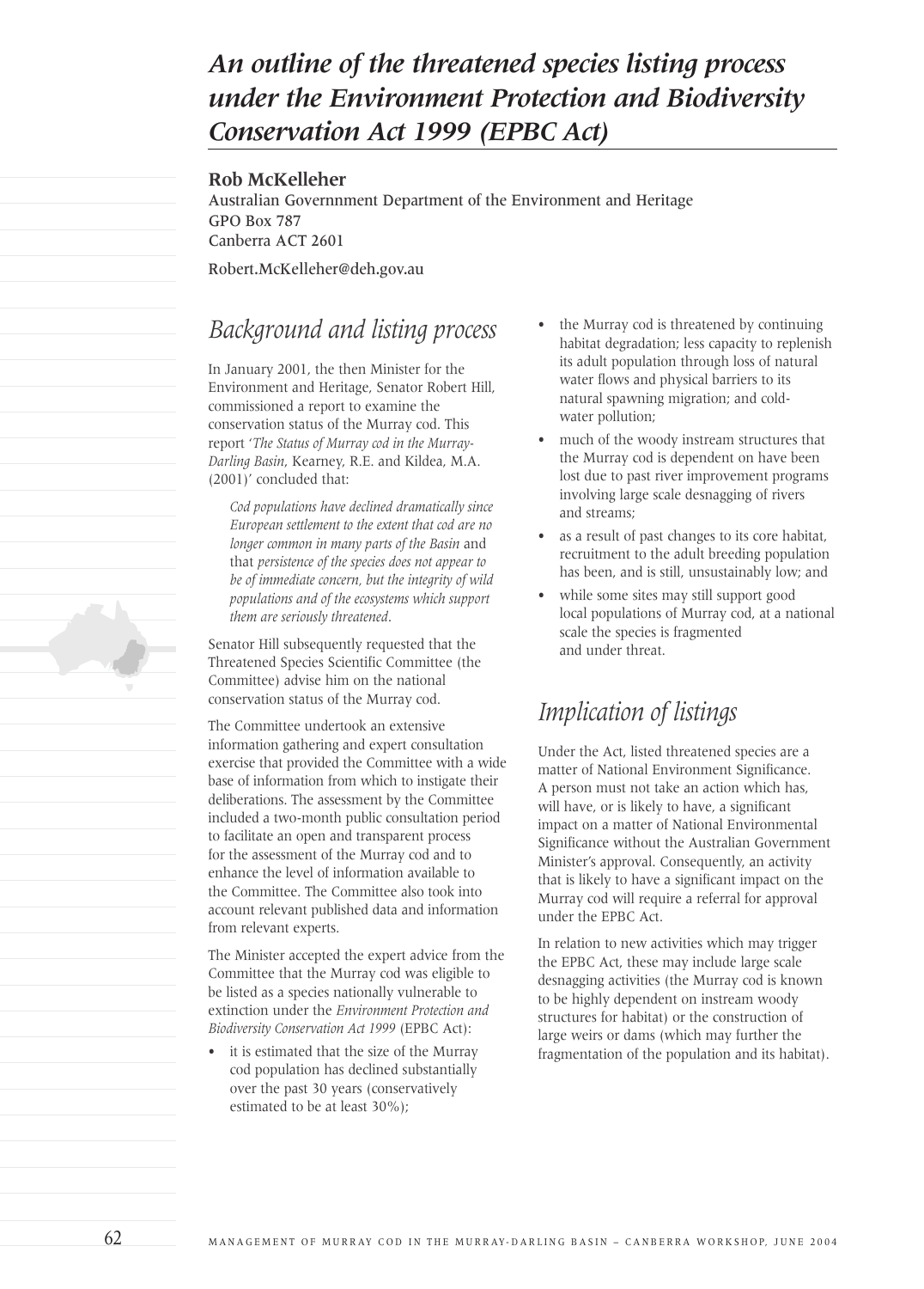# *An outline of the threatened species listing process under the Environment Protection and Biodiversity Conservation Act 1999 (EPBC Act)*

**Rob McKelleher**

Australian Governnment Department of the Environment and Heritage
GPO Box 787
Canberra ACT 2601

Robert.McKelleher@deh.gov.au

## *Background and listing process*

In January 2001, the then Minister for the Environment and Heritage, Senator Robert Hill, commissioned a report to examine the conservation status of the Murray cod. This report '*The Status of Murray cod in the Murray-Darling Basin*, Kearney, R.E. and Kildea, M.A. (2001)' concluded that:

> *Cod populations have declined dramatically since European settlement to the extent that cod are no longer common in many parts of the Basin* and that *persistence of the species does not appear to be of immediate concern, but the integrity of wild populations and of the ecosystems which support them are seriously threatened*.

Senator Hill subsequently requested that the Threatened Species Scientific Committee (the Committee) advise him on the national conservation status of the Murray cod.

The Committee undertook an extensive information gathering and expert consultation exercise that provided the Committee with a wide base of information from which to instigate their deliberations. The assessment by the Committee included a two-month public consultation period to facilitate an open and transparent process for the assessment of the Murray cod and to enhance the level of information available to the Committee. The Committee also took into account relevant published data and information from relevant experts.

The Minister accepted the expert advice from the Committee that the Murray cod was eligible to be listed as a species nationally vulnerable to extinction under the *Environment Protection and Biodiversity Conservation Act 1999* (EPBC Act):

- it is estimated that the size of the Murray cod population has declined substantially over the past 30 years (conservatively estimated to be at least 30%);
- the Murray cod is threatened by continuing habitat degradation; less capacity to replenish its adult population through loss of natural water flows and physical barriers to its natural spawning migration; and cold-water pollution;
- much of the woody instream structures that the Murray cod is dependent on have been lost due to past river improvement programs involving large scale desnagging of rivers and streams;
- as a result of past changes to its core habitat, recruitment to the adult breeding population has been, and is still, unsustainably low; and
- while some sites may still support good local populations of Murray cod, at a national scale the species is fragmented and under threat.

## *Implication of listings*

Under the Act, listed threatened species are a matter of National Environment Significance. A person must not take an action which has, will have, or is likely to have, a significant impact on a matter of National Environmental Significance without the Australian Government Minister's approval. Consequently, an activity that is likely to have a significant impact on the Murray cod will require a referral for approval under the EPBC Act.

In relation to new activities which may trigger the EPBC Act, these may include large scale desnagging activities (the Murray cod is known to be highly dependent on instream woody structures for habitat) or the construction of large weirs or dams (which may further the fragmentation of the population and its habitat).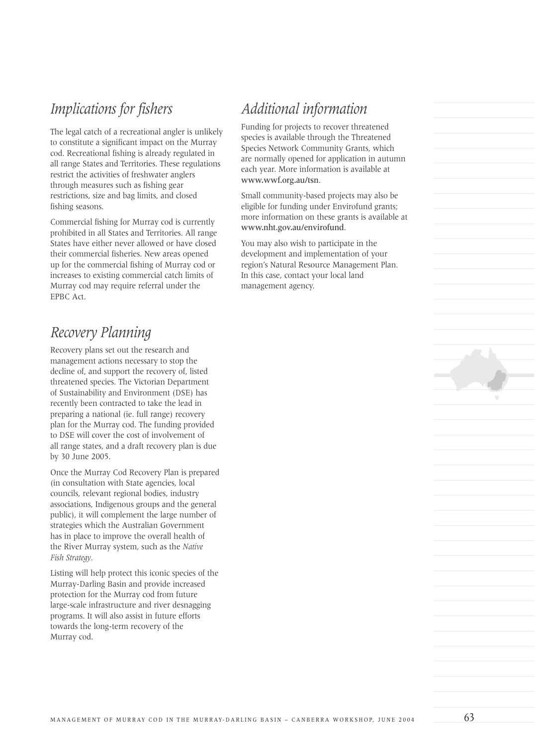## *Implications for fishers*

The legal catch of a recreational angler is unlikely to constitute a significant impact on the Murray cod. Recreational fishing is already regulated in all range States and Territories. These regulations restrict the activities of freshwater anglers through measures such as fishing gear restrictions, size and bag limits, and closed fishing seasons.

Commercial fishing for Murray cod is currently prohibited in all States and Territories. All range States have either never allowed or have closed their commercial fisheries. New areas opened up for the commercial fishing of Murray cod or increases to existing commercial catch limits of Murray cod may require referral under the EPBC Act.

## *Recovery Planning*

Recovery plans set out the research and management actions necessary to stop the decline of, and support the recovery of, listed threatened species. The Victorian Department of Sustainability and Environment (DSE) has recently been contracted to take the lead in preparing a national (ie. full range) recovery plan for the Murray cod. The funding provided to DSE will cover the cost of involvement of all range states, and a draft recovery plan is due by 30 June 2005.

Once the Murray Cod Recovery Plan is prepared (in consultation with State agencies, local councils, relevant regional bodies, industry associations, Indigenous groups and the general public), it will complement the large number of strategies which the Australian Government has in place to improve the overall health of the River Murray system, such as the *Native Fish Strategy*.

Listing will help protect this iconic species of the Murray-Darling Basin and provide increased protection for the Murray cod from future large-scale infrastructure and river desnagging programs. It will also assist in future efforts towards the long-term recovery of the Murray cod.

## *Additional information*

Funding for projects to recover threatened species is available through the Threatened Species Network Community Grants, which are normally opened for application in autumn each year. More information is available at www.wwf.org.au/tsn.

Small community-based projects may also be eligible for funding under Envirofund grants; more information on these grants is available at www.nht.gov.au/envirofund.

You may also wish to participate in the development and implementation of your region's Natural Resource Management Plan. In this case, contact your local land management agency.